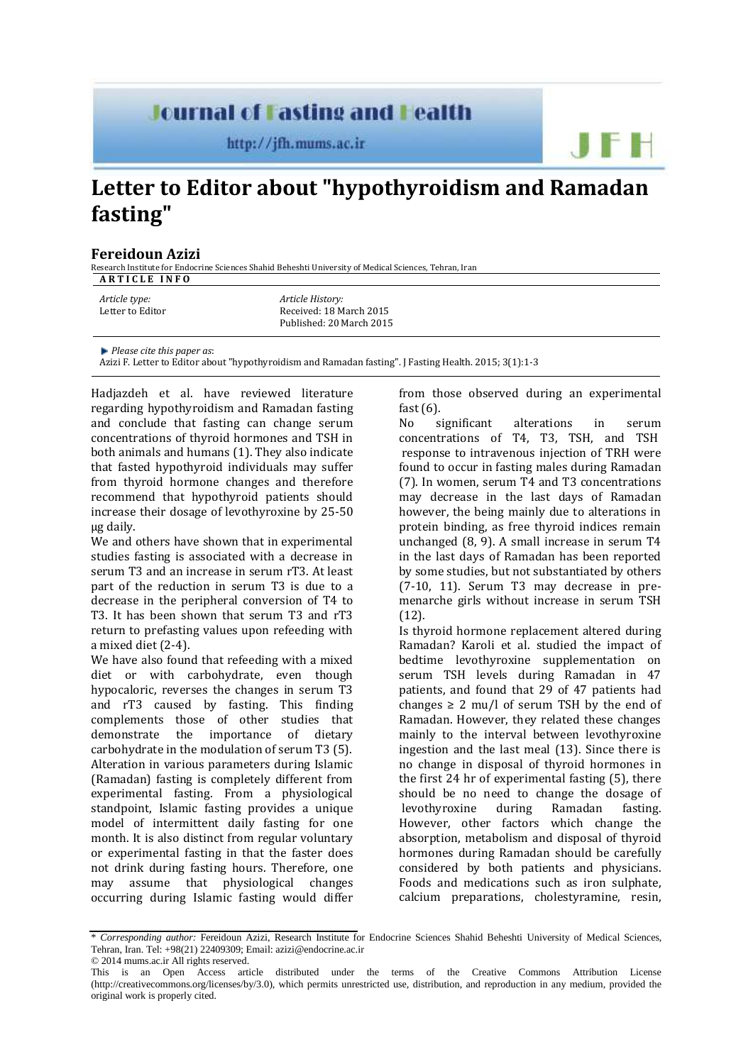# Letter to Editor about "hypothyroidism and Ramadan fasting"

**Fereidoun Azizi**

Research Institute for Endocrine Sciences Shahid Beheshti University of Medical Sciences, Tehran, Iran

**ARTICLE INFO**

*Article type:*
Letter to Editor

*Article History:*
Received: 18 March 2015
Published: 20 March 2015

*Please cite this paper as*:
Azizi F. Letter to Editor about "hypothyroidism and Ramadan fasting". J Fasting Health. 2015; 3(1):1-3

Hadjazdeh et al. have reviewed literature regarding hypothyroidism and Ramadan fasting and conclude that fasting can change serum concentrations of thyroid hormones and TSH in both animals and humans (1). They also indicate that fasted hypothyroid individuals may suffer from thyroid hormone changes and therefore recommend that hypothyroid patients should increase their dosage of levothyroxine by 25-50 µg daily.

We and others have shown that in experimental studies fasting is associated with a decrease in serum T3 and an increase in serum rT3. At least part of the reduction in serum T3 is due to a decrease in the peripheral conversion of T4 to T3. It has been shown that serum T3 and rT3 return to prefasting values upon refeeding with a mixed diet (2-4).

We have also found that refeeding with a mixed diet or with carbohydrate, even though hypocaloric, reverses the changes in serum T3 and rT3 caused by fasting. This finding complements those of other studies that demonstrate the importance of dietary carbohydrate in the modulation of serum T3 (5).

Alteration in various parameters during Islamic (Ramadan) fasting is completely different from experimental fasting. From a physiological standpoint, Islamic fasting provides a unique model of intermittent daily fasting for one month. It is also distinct from regular voluntary or experimental fasting in that the faster does not drink during fasting hours. Therefore, one may assume that physiological changes occurring during Islamic fasting would differ from those observed during an experimental fast (6).

No significant alterations in serum concentrations of T4, T3, TSH, and TSH response to intravenous injection of TRH were found to occur in fasting males during Ramadan (7). In women, serum T4 and T3 concentrations may decrease in the last days of Ramadan however, the being mainly due to alterations in protein binding, as free thyroid indices remain unchanged (8, 9). A small increase in serum T4 in the last days of Ramadan has been reported by some studies, but not substantiated by others (7-10, 11). Serum T3 may decrease in pre-menarche girls without increase in serum TSH (12).

Is thyroid hormone replacement altered during Ramadan? Karoli et al. studied the impact of bedtime levothyroxine supplementation on serum TSH levels during Ramadan in 47 patients, and found that 29 of 47 patients had changes ≥ 2 mu/l of serum TSH by the end of Ramadan. However, they related these changes mainly to the interval between levothyroxine ingestion and the last meal (13). Since there is no change in disposal of thyroid hormones in the first 24 hr of experimental fasting (5), there should be no need to change the dosage of levothyroxine during Ramadan fasting. However, other factors which change the absorption, metabolism and disposal of thyroid hormones during Ramadan should be carefully considered by both patients and physicians. Foods and medications such as iron sulphate, calcium preparations, cholestyramine, resin,

\* *Corresponding author:* Fereidoun Azizi, Research Institute for Endocrine Sciences Shahid Beheshti University of Medical Sciences, Tehran, Iran. Tel: +98(21) 22409309; Email: azizi@endocrine.ac.ir

© 2014 mums.ac.ir All rights reserved.

This is an Open Access article distributed under the terms of the Creative Commons Attribution License (http://creativecommons.org/licenses/by/3.0), which permits unrestricted use, distribution, and reproduction in any medium, provided the original work is properly cited.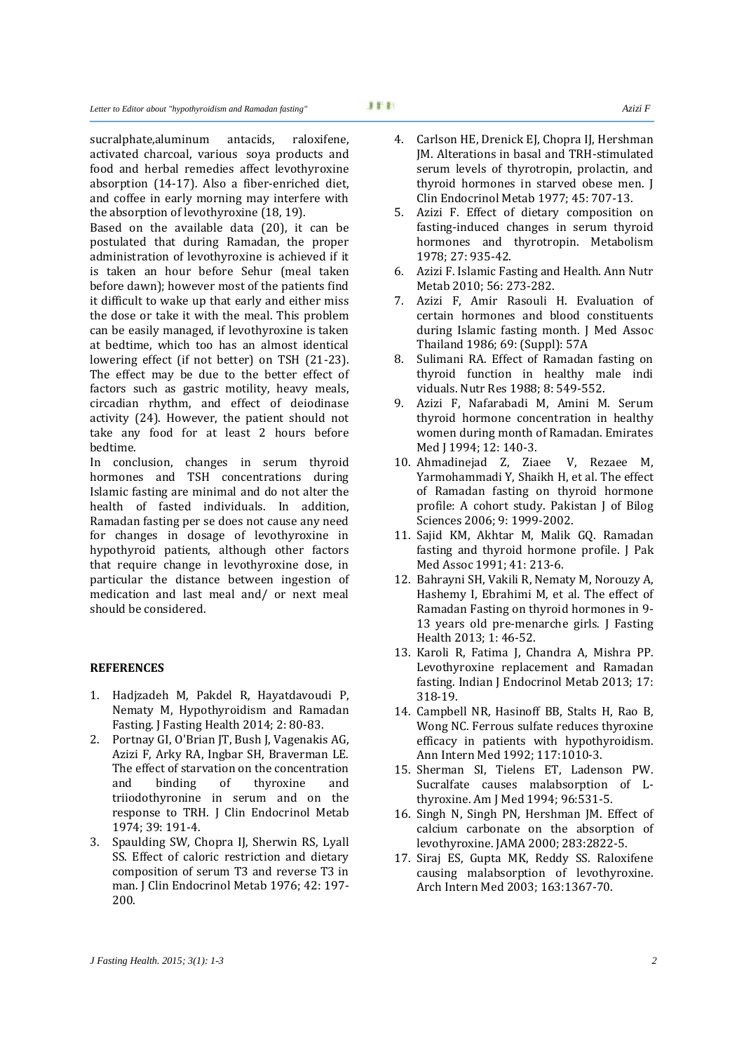sucralphate,aluminum antacids, raloxifene, activated charcoal, various soya products and food and herbal remedies affect levothyroxine absorption (14-17). Also a fiber-enriched diet, and coffee in early morning may interfere with the absorption of levothyroxine (18, 19).

Based on the available data (20), it can be postulated that during Ramadan, the proper administration of levothyroxine is achieved if it is taken an hour before Sehur (meal taken before dawn); however most of the patients find it difficult to wake up that early and either miss the dose or take it with the meal. This problem can be easily managed, if levothyroxine is taken at bedtime, which too has an almost identical lowering effect (if not better) on TSH (21-23). The effect may be due to the better effect of factors such as gastric motility, heavy meals, circadian rhythm, and effect of deiodinase activity (24). However, the patient should not take any food for at least 2 hours before bedtime.

In conclusion, changes in serum thyroid hormones and TSH concentrations during Islamic fasting are minimal and do not alter the health of fasted individuals. In addition, Ramadan fasting per se does not cause any need for changes in dosage of levothyroxine in hypothyroid patients, although other factors that require change in levothyroxine dose, in particular the distance between ingestion of medication and last meal and/ or next meal should be considered.

## REFERENCES

1. Hadjzadeh M, Pakdel R, Hayatdavoudi P, Nematy M, Hypothyroidism and Ramadan Fasting. J Fasting Health 2014; 2: 80-83.
2. Portnay GI, O'Brian JT, Bush J, Vagenakis AG, Azizi F, Arky RA, Ingbar SH, Braverman LE. The effect of starvation on the concentration and binding of thyroxine and triiodothyronine in serum and on the response to TRH. J Clin Endocrinol Metab 1974; 39: 191-4.
3. Spaulding SW, Chopra IJ, Sherwin RS, Lyall SS. Effect of caloric restriction and dietary composition of serum T3 and reverse T3 in man. J Clin Endocrinol Metab 1976; 42: 197-200.
4. Carlson HE, Drenick EJ, Chopra IJ, Hershman JM. Alterations in basal and TRH-stimulated serum levels of thyrotropin, prolactin, and thyroid hormones in starved obese men. J Clin Endocrinol Metab 1977; 45: 707-13.
5. Azizi F. Effect of dietary composition on fasting-induced changes in serum thyroid hormones and thyrotropin. Metabolism 1978; 27: 935-42.
6. Azizi F. Islamic Fasting and Health. Ann Nutr Metab 2010; 56: 273-282.
7. Azizi F, Amir Rasouli H. Evaluation of certain hormones and blood constituents during Islamic fasting month. J Med Assoc Thailand 1986; 69: (Suppl): 57A
8. Sulimani RA. Effect of Ramadan fasting on thyroid function in healthy male indi viduals. Nutr Res 1988; 8: 549-552.
9. Azizi F, Nafarabadi M, Amini M. Serum thyroid hormone concentration in healthy women during month of Ramadan. Emirates Med J 1994; 12: 140-3.
10. Ahmadinejad Z, Ziaee V, Rezaee M, Yarmohammadi Y, Shaikh H, et al. The effect of Ramadan fasting on thyroid hormone profile: A cohort study. Pakistan J of Bilog Sciences 2006; 9: 1999-2002.
11. Sajid KM, Akhtar M, Malik GQ. Ramadan fasting and thyroid hormone profile. J Pak Med Assoc 1991; 41: 213-6.
12. Bahrayni SH, Vakili R, Nematy M, Norouzy A, Hashemy I, Ebrahimi M, et al. The effect of Ramadan Fasting on thyroid hormones in 9-13 years old pre-menarche girls. J Fasting Health 2013; 1: 46-52.
13. Karoli R, Fatima J, Chandra A, Mishra PP. Levothyroxine replacement and Ramadan fasting. Indian J Endocrinol Metab 2013; 17: 318-19.
14. Campbell NR, Hasinoff BB, Stalts H, Rao B, Wong NC. Ferrous sulfate reduces thyroxine efficacy in patients with hypothyroidism. Ann Intern Med 1992; 117:1010-3.
15. Sherman SI, Tielens ET, Ladenson PW. Sucralfate causes malabsorption of L-thyroxine. Am J Med 1994; 96:531-5.
16. Singh N, Singh PN, Hershman JM. Effect of calcium carbonate on the absorption of levothyroxine. JAMA 2000; 283:2822-5.
17. Siraj ES, Gupta MK, Reddy SS. Raloxifene causing malabsorption of levothyroxine. Arch Intern Med 2003; 163:1367-70.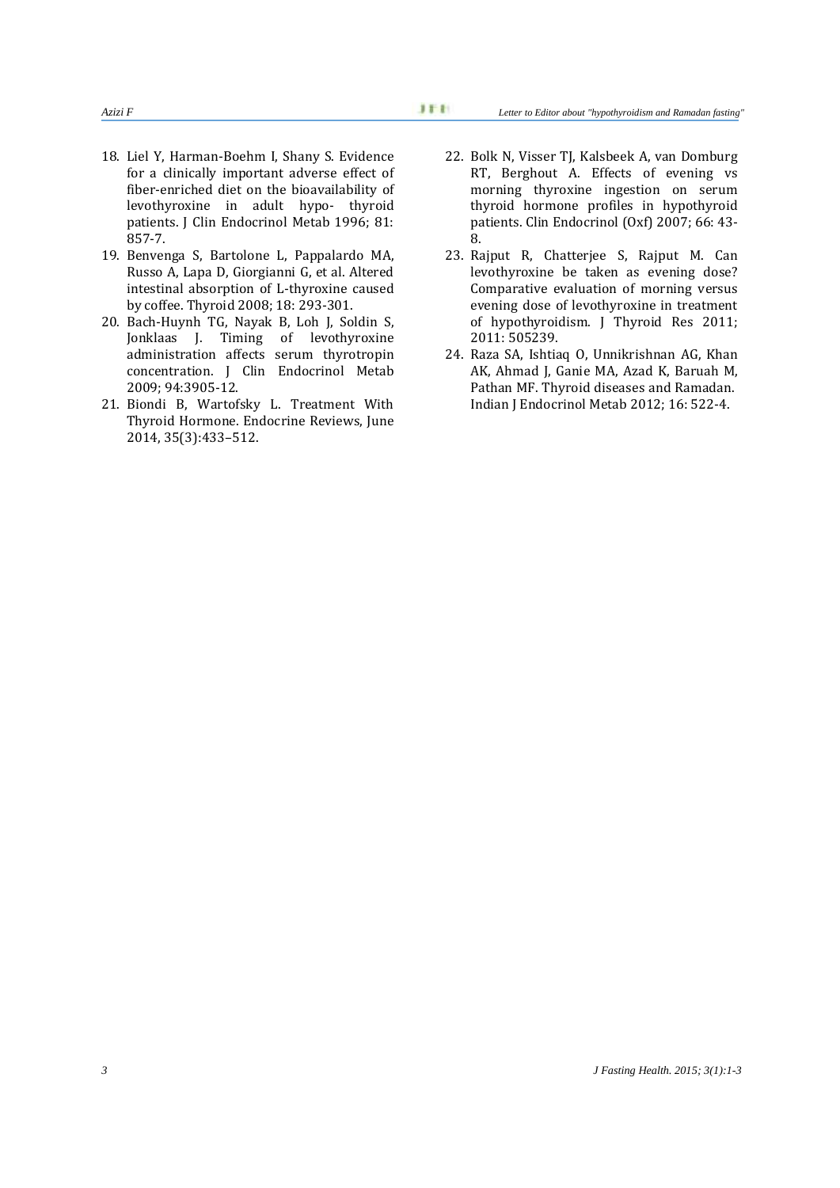18. Liel Y, Harman-Boehm I, Shany S. Evidence for a clinically important adverse effect of fiber-enriched diet on the bioavailability of levothyroxine in adult hypo- thyroid patients. J Clin Endocrinol Metab 1996; 81: 857-7.
19. Benvenga S, Bartolone L, Pappalardo MA, Russo A, Lapa D, Giorgianni G, et al. Altered intestinal absorption of L-thyroxine caused by coffee. Thyroid 2008; 18: 293-301.
20. Bach-Huynh TG, Nayak B, Loh J, Soldin S, Jonklaas J. Timing of levothyroxine administration affects serum thyrotropin concentration. J Clin Endocrinol Metab 2009; 94:3905-12.
21. Biondi B, Wartofsky L. Treatment With Thyroid Hormone. Endocrine Reviews, June 2014, 35(3):433–512.
22. Bolk N, Visser TJ, Kalsbeek A, van Domburg RT, Berghout A. Effects of evening vs morning thyroxine ingestion on serum thyroid hormone profiles in hypothyroid patients. Clin Endocrinol (Oxf) 2007; 66: 43-8.
23. Rajput R, Chatterjee S, Rajput M. Can levothyroxine be taken as evening dose? Comparative evaluation of morning versus evening dose of levothyroxine in treatment of hypothyroidism. J Thyroid Res 2011; 2011: 505239.
24. Raza SA, Ishtiaq O, Unnikrishnan AG, Khan AK, Ahmad J, Ganie MA, Azad K, Baruah M, Pathan MF. Thyroid diseases and Ramadan. Indian J Endocrinol Metab 2012; 16: 522-4.